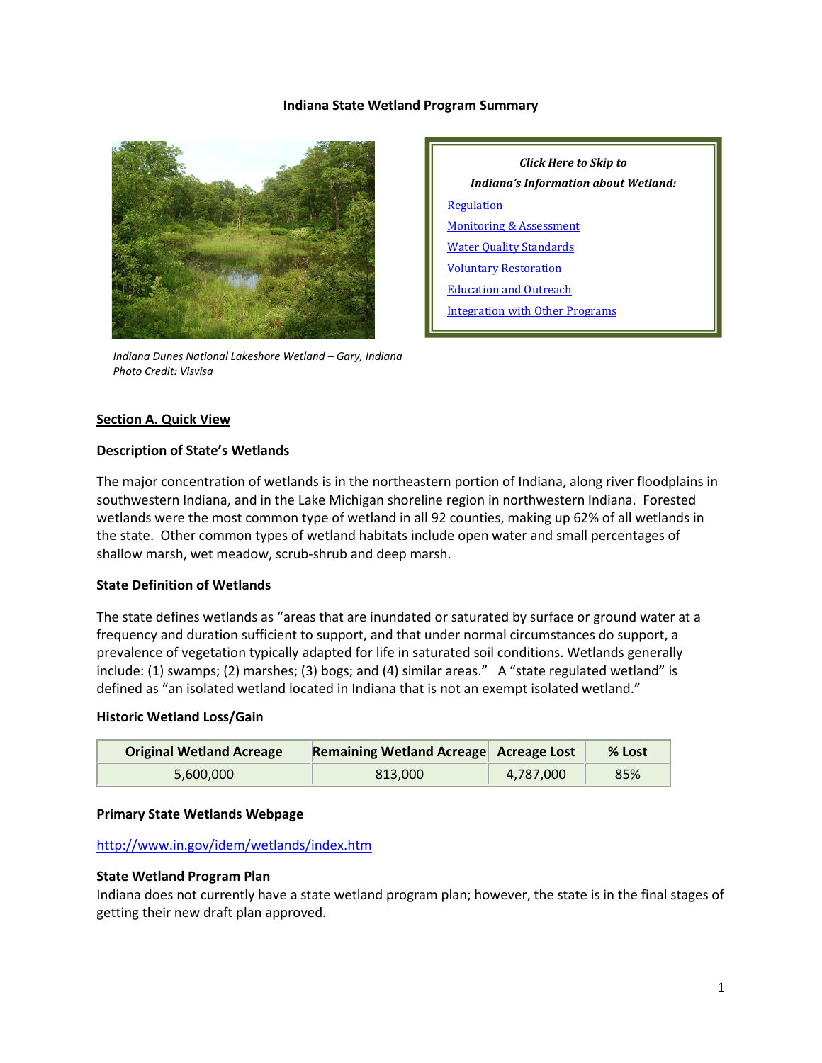# Indiana State Wetland Program Summary

*Indiana Dunes National Lakeshore Wetland – Gary, Indiana*
*Photo Credit: Visvisa*

***Click Here to Skip to Indiana's Information about Wetland:***

- Regulation
- Monitoring & Assessment
- Water Quality Standards
- Voluntary Restoration
- Education and Outreach
- Integration with Other Programs

## Section A. Quick View

### Description of State's Wetlands

The major concentration of wetlands is in the northeastern portion of Indiana, along river floodplains in southwestern Indiana, and in the Lake Michigan shoreline region in northwestern Indiana. Forested wetlands were the most common type of wetland in all 92 counties, making up 62% of all wetlands in the state. Other common types of wetland habitats include open water and small percentages of shallow marsh, wet meadow, scrub-shrub and deep marsh.

### State Definition of Wetlands

The state defines wetlands as "areas that are inundated or saturated by surface or ground water at a frequency and duration sufficient to support, and that under normal circumstances do support, a prevalence of vegetation typically adapted for life in saturated soil conditions. Wetlands generally include: (1) swamps; (2) marshes; (3) bogs; and (4) similar areas." A "state regulated wetland" is defined as "an isolated wetland located in Indiana that is not an exempt isolated wetland."

### Historic Wetland Loss/Gain

| Original Wetland Acreage | Remaining Wetland Acreage | Acreage Lost | % Lost |
|---|---|---|---|
| 5,600,000 | 813,000 | 4,787,000 | 85% |

### Primary State Wetlands Webpage

http://www.in.gov/idem/wetlands/index.htm

### State Wetland Program Plan

Indiana does not currently have a state wetland program plan; however, the state is in the final stages of getting their new draft plan approved.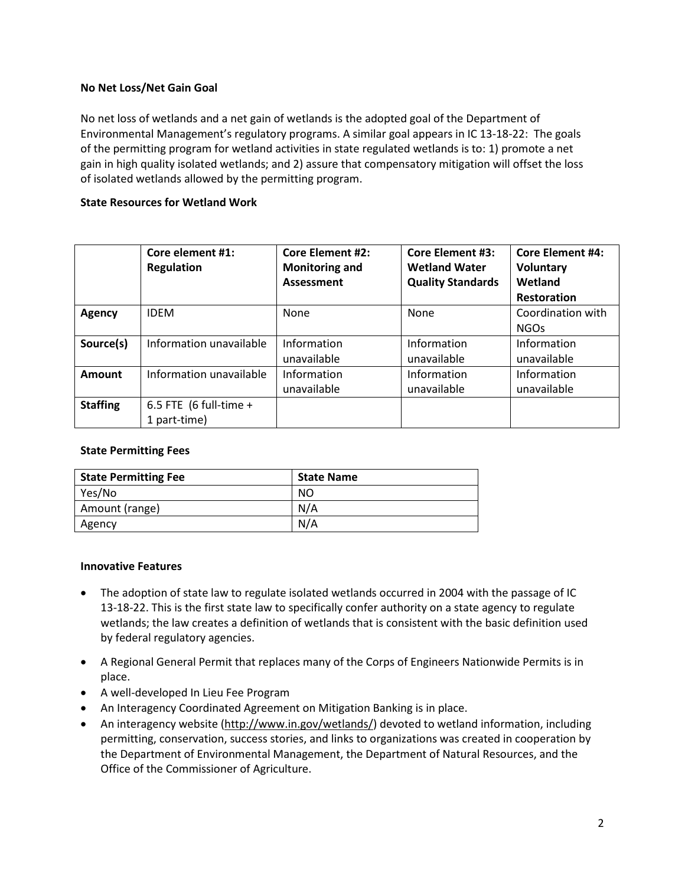### No Net Loss/Net Gain Goal

No net loss of wetlands and a net gain of wetlands is the adopted goal of the Department of Environmental Management's regulatory programs. A similar goal appears in IC 13-18-22: The goals of the permitting program for wetland activities in state regulated wetlands is to: 1) promote a net gain in high quality isolated wetlands; and 2) assure that compensatory mitigation will offset the loss of isolated wetlands allowed by the permitting program.

### State Resources for Wetland Work

| | Core element #1: Regulation | Core Element #2: Monitoring and Assessment | Core Element #3: Wetland Water Quality Standards | Core Element #4: Voluntary Wetland Restoration |
|---|---|---|---|---|
| **Agency** | IDEM | None | None | Coordination with NGOs |
| **Source(s)** | Information unavailable | Information unavailable | Information unavailable | Information unavailable |
| **Amount** | Information unavailable | Information unavailable | Information unavailable | Information unavailable |
| **Staffing** | 6.5 FTE (6 full-time + 1 part-time) | | | |

### State Permitting Fees

| State Permitting Fee | State Name |
|---|---|
| Yes/No | NO |
| Amount (range) | N/A |
| Agency | N/A |

### Innovative Features

- The adoption of state law to regulate isolated wetlands occurred in 2004 with the passage of IC 13-18-22. This is the first state law to specifically confer authority on a state agency to regulate wetlands; the law creates a definition of wetlands that is consistent with the basic definition used by federal regulatory agencies.
- A Regional General Permit that replaces many of the Corps of Engineers Nationwide Permits is in place.
- A well-developed In Lieu Fee Program
- An Interagency Coordinated Agreement on Mitigation Banking is in place.
- An interagency website (http://www.in.gov/wetlands/) devoted to wetland information, including permitting, conservation, success stories, and links to organizations was created in cooperation by the Department of Environmental Management, the Department of Natural Resources, and the Office of the Commissioner of Agriculture.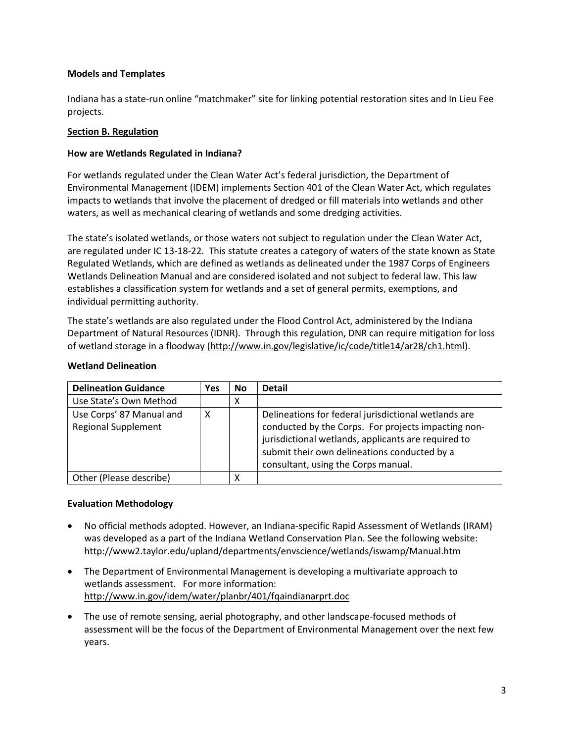**Models and Templates**

Indiana has a state-run online "matchmaker" site for linking potential restoration sites and In Lieu Fee projects.

## Section B. Regulation

### How are Wetlands Regulated in Indiana?

For wetlands regulated under the Clean Water Act's federal jurisdiction, the Department of Environmental Management (IDEM) implements Section 401 of the Clean Water Act, which regulates impacts to wetlands that involve the placement of dredged or fill materials into wetlands and other waters, as well as mechanical clearing of wetlands and some dredging activities.

The state's isolated wetlands, or those waters not subject to regulation under the Clean Water Act, are regulated under IC 13-18-22. This statute creates a category of waters of the state known as State Regulated Wetlands, which are defined as wetlands as delineated under the 1987 Corps of Engineers Wetlands Delineation Manual and are considered isolated and not subject to federal law. This law establishes a classification system for wetlands and a set of general permits, exemptions, and individual permitting authority.

The state's wetlands are also regulated under the Flood Control Act, administered by the Indiana Department of Natural Resources (IDNR). Through this regulation, DNR can require mitigation for loss of wetland storage in a floodway (http://www.in.gov/legislative/ic/code/title14/ar28/ch1.html).

### Wetland Delineation

| Delineation Guidance | Yes | No | Detail |
| --- | --- | --- | --- |
| Use State's Own Method | | X | |
| Use Corps' 87 Manual and Regional Supplement | X | | Delineations for federal jurisdictional wetlands are conducted by the Corps. For projects impacting non-jurisdictional wetlands, applicants are required to submit their own delineations conducted by a consultant, using the Corps manual. |
| Other (Please describe) | | X | |

### Evaluation Methodology

- No official methods adopted. However, an Indiana-specific Rapid Assessment of Wetlands (IRAM) was developed as a part of the Indiana Wetland Conservation Plan. See the following website: http://www2.taylor.edu/upland/departments/envscience/wetlands/iswamp/Manual.htm
- The Department of Environmental Management is developing a multivariate approach to wetlands assessment. For more information: http://www.in.gov/idem/water/planbr/401/fqaindianarprt.doc
- The use of remote sensing, aerial photography, and other landscape-focused methods of assessment will be the focus of the Department of Environmental Management over the next few years.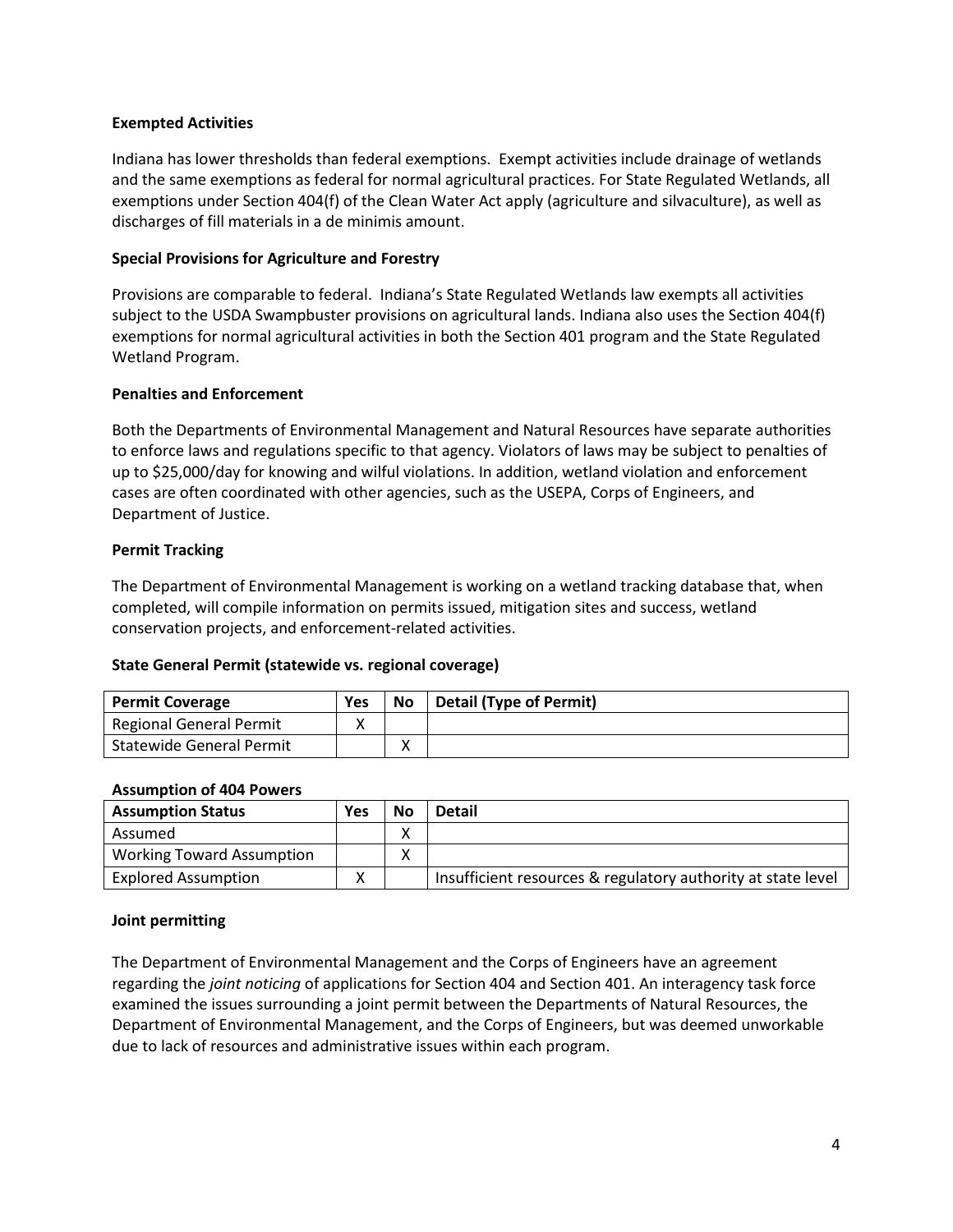### Exempted Activities

Indiana has lower thresholds than federal exemptions. Exempt activities include drainage of wetlands and the same exemptions as federal for normal agricultural practices. For State Regulated Wetlands, all exemptions under Section 404(f) of the Clean Water Act apply (agriculture and silvaculture), as well as discharges of fill materials in a de minimis amount.

### Special Provisions for Agriculture and Forestry

Provisions are comparable to federal. Indiana's State Regulated Wetlands law exempts all activities subject to the USDA Swampbuster provisions on agricultural lands. Indiana also uses the Section 404(f) exemptions for normal agricultural activities in both the Section 401 program and the State Regulated Wetland Program.

### Penalties and Enforcement

Both the Departments of Environmental Management and Natural Resources have separate authorities to enforce laws and regulations specific to that agency. Violators of laws may be subject to penalties of up to $25,000/day for knowing and wilful violations. In addition, wetland violation and enforcement cases are often coordinated with other agencies, such as the USEPA, Corps of Engineers, and Department of Justice.

### Permit Tracking

The Department of Environmental Management is working on a wetland tracking database that, when completed, will compile information on permits issued, mitigation sites and success, wetland conservation projects, and enforcement-related activities.

### State General Permit (statewide vs. regional coverage)

| Permit Coverage | Yes | No | Detail (Type of Permit) |
|---|---|---|---|
| Regional General Permit | X | | |
| Statewide General Permit | | X | |

### Assumption of 404 Powers

| Assumption Status | Yes | No | Detail |
|---|---|---|---|
| Assumed | | X | |
| Working Toward Assumption | | X | |
| Explored Assumption | X | | Insufficient resources & regulatory authority at state level |

### Joint permitting

The Department of Environmental Management and the Corps of Engineers have an agreement regarding the *joint noticing* of applications for Section 404 and Section 401. An interagency task force examined the issues surrounding a joint permit between the Departments of Natural Resources, the Department of Environmental Management, and the Corps of Engineers, but was deemed unworkable due to lack of resources and administrative issues within each program.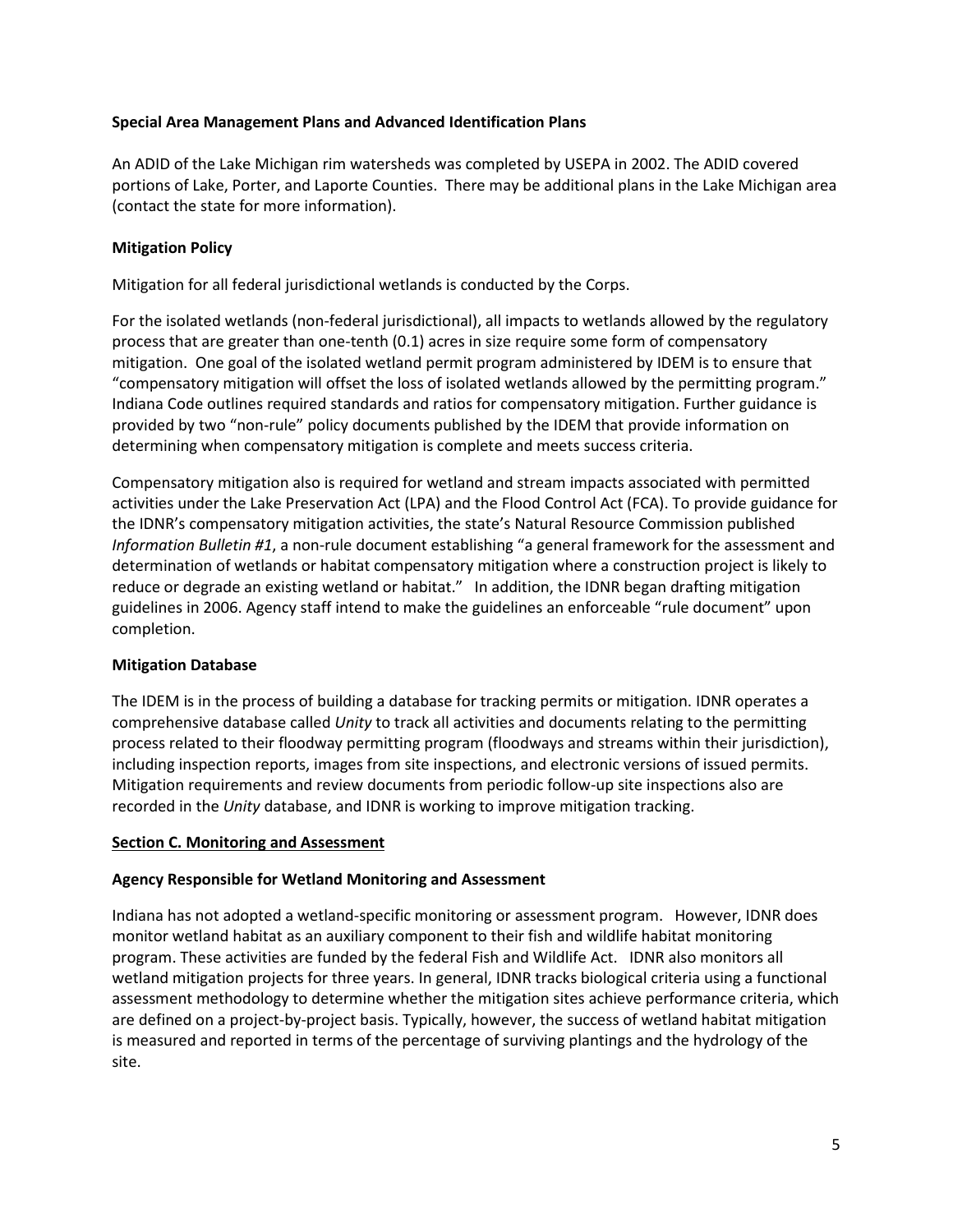### Special Area Management Plans and Advanced Identification Plans

An ADID of the Lake Michigan rim watersheds was completed by USEPA in 2002. The ADID covered portions of Lake, Porter, and Laporte Counties. There may be additional plans in the Lake Michigan area (contact the state for more information).

### Mitigation Policy

Mitigation for all federal jurisdictional wetlands is conducted by the Corps.

For the isolated wetlands (non-federal jurisdictional), all impacts to wetlands allowed by the regulatory process that are greater than one-tenth (0.1) acres in size require some form of compensatory mitigation. One goal of the isolated wetland permit program administered by IDEM is to ensure that "compensatory mitigation will offset the loss of isolated wetlands allowed by the permitting program." Indiana Code outlines required standards and ratios for compensatory mitigation. Further guidance is provided by two "non-rule" policy documents published by the IDEM that provide information on determining when compensatory mitigation is complete and meets success criteria.

Compensatory mitigation also is required for wetland and stream impacts associated with permitted activities under the Lake Preservation Act (LPA) and the Flood Control Act (FCA). To provide guidance for the IDNR's compensatory mitigation activities, the state's Natural Resource Commission published *Information Bulletin #1*, a non-rule document establishing "a general framework for the assessment and determination of wetlands or habitat compensatory mitigation where a construction project is likely to reduce or degrade an existing wetland or habitat." In addition, the IDNR began drafting mitigation guidelines in 2006. Agency staff intend to make the guidelines an enforceable "rule document" upon completion.

### Mitigation Database

The IDEM is in the process of building a database for tracking permits or mitigation. IDNR operates a comprehensive database called *Unity* to track all activities and documents relating to the permitting process related to their floodway permitting program (floodways and streams within their jurisdiction), including inspection reports, images from site inspections, and electronic versions of issued permits. Mitigation requirements and review documents from periodic follow-up site inspections also are recorded in the *Unity* database, and IDNR is working to improve mitigation tracking.

## Section C. Monitoring and Assessment

### Agency Responsible for Wetland Monitoring and Assessment

Indiana has not adopted a wetland-specific monitoring or assessment program. However, IDNR does monitor wetland habitat as an auxiliary component to their fish and wildlife habitat monitoring program. These activities are funded by the federal Fish and Wildlife Act. IDNR also monitors all wetland mitigation projects for three years. In general, IDNR tracks biological criteria using a functional assessment methodology to determine whether the mitigation sites achieve performance criteria, which are defined on a project-by-project basis. Typically, however, the success of wetland habitat mitigation is measured and reported in terms of the percentage of surviving plantings and the hydrology of the site.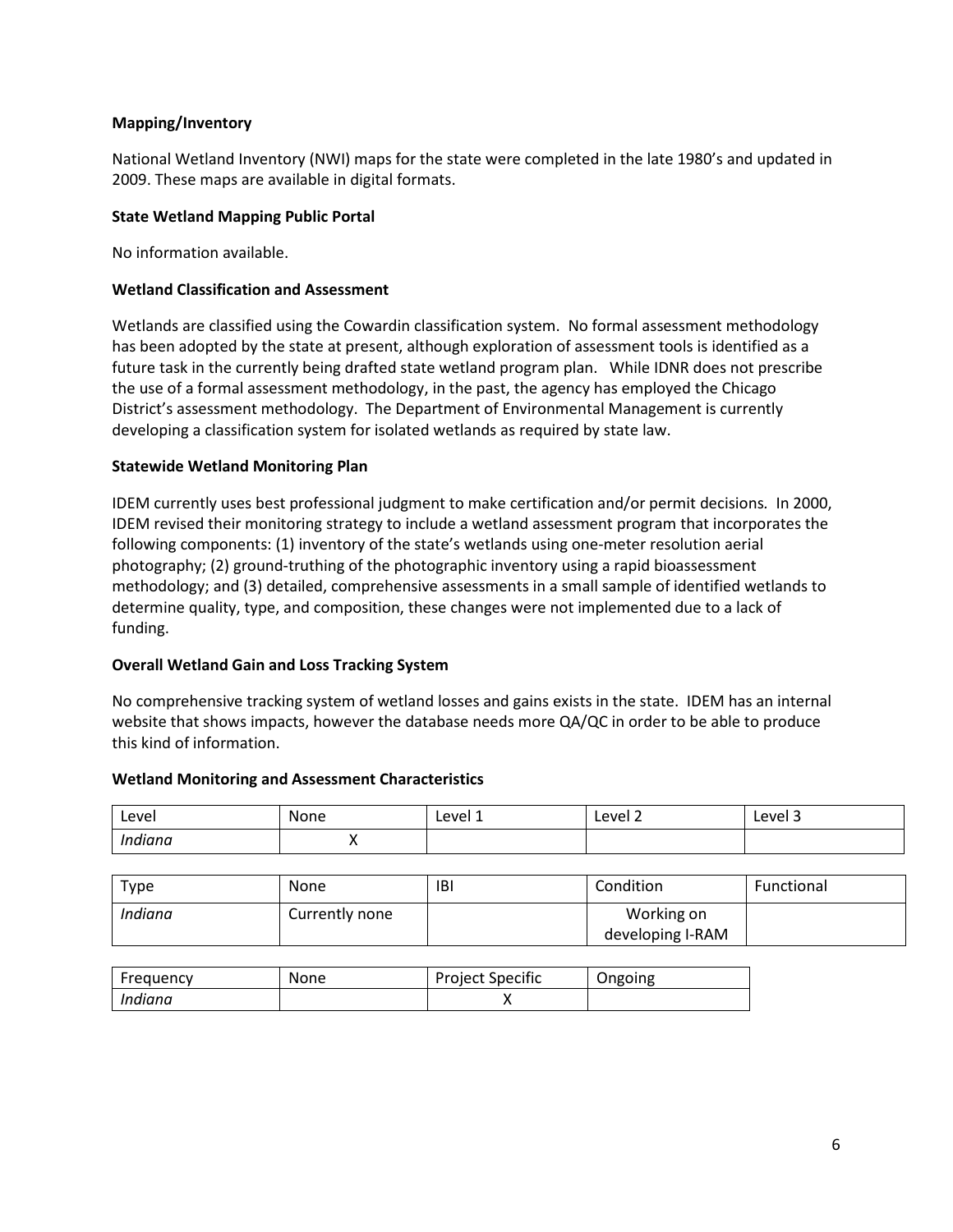**Mapping/Inventory**

National Wetland Inventory (NWI) maps for the state were completed in the late 1980's and updated in 2009. These maps are available in digital formats.

**State Wetland Mapping Public Portal**

No information available.

**Wetland Classification and Assessment**

Wetlands are classified using the Cowardin classification system. No formal assessment methodology has been adopted by the state at present, although exploration of assessment tools is identified as a future task in the currently being drafted state wetland program plan. While IDNR does not prescribe the use of a formal assessment methodology, in the past, the agency has employed the Chicago District's assessment methodology. The Department of Environmental Management is currently developing a classification system for isolated wetlands as required by state law.

**Statewide Wetland Monitoring Plan**

IDEM currently uses best professional judgment to make certification and/or permit decisions. In 2000, IDEM revised their monitoring strategy to include a wetland assessment program that incorporates the following components: (1) inventory of the state's wetlands using one-meter resolution aerial photography; (2) ground-truthing of the photographic inventory using a rapid bioassessment methodology; and (3) detailed, comprehensive assessments in a small sample of identified wetlands to determine quality, type, and composition, these changes were not implemented due to a lack of funding.

**Overall Wetland Gain and Loss Tracking System**

No comprehensive tracking system of wetland losses and gains exists in the state. IDEM has an internal website that shows impacts, however the database needs more QA/QC in order to be able to produce this kind of information.

**Wetland Monitoring and Assessment Characteristics**

| Level | None | Level 1 | Level 2 | Level 3 |
|---|---|---|---|---|
| *Indiana* | X | | | |

| Type | None | IBI | Condition | Functional |
|---|---|---|---|---|
| *Indiana* | Currently none | | Working on developing I-RAM | |

| Frequency | None | Project Specific | Ongoing |
|---|---|---|---|
| *Indiana* | | X | |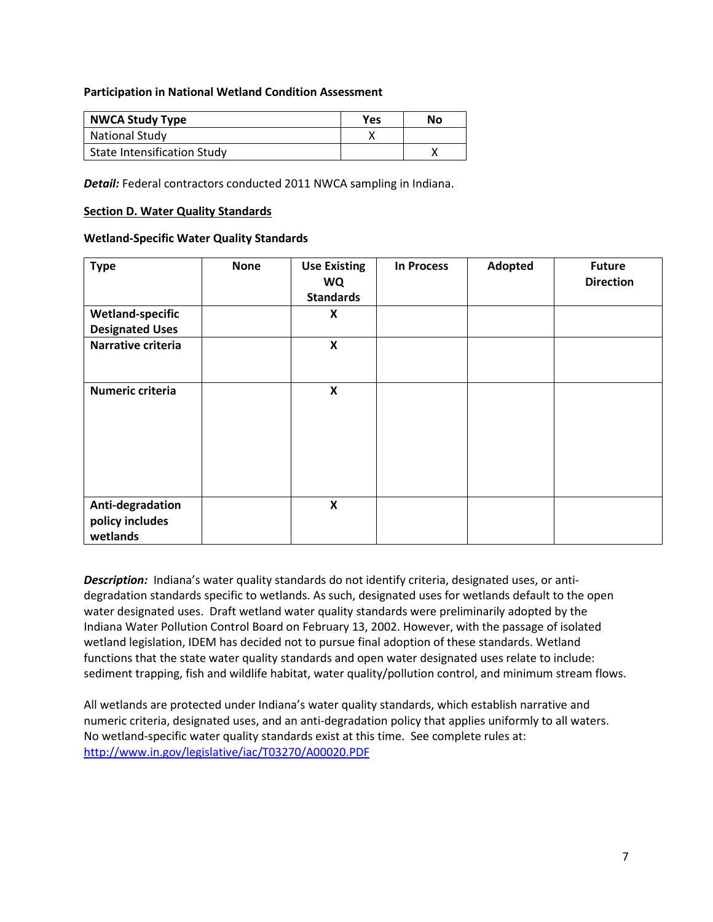**Participation in National Wetland Condition Assessment**

| NWCA Study Type | Yes | No |
|---|---|---|
| National Study | X | |
| State Intensification Study | | X |

***Detail:*** Federal contractors conducted 2011 NWCA sampling in Indiana.

## Section D. Water Quality Standards

**Wetland-Specific Water Quality Standards**

| Type | None | Use Existing WQ Standards | In Process | Adopted | Future Direction |
|---|---|---|---|---|---|
| **Wetland-specific Designated Uses** | | **X** | | | |
| **Narrative criteria** | | **X** | | | |
| **Numeric criteria** | | **X** | | | |
| **Anti-degradation policy includes wetlands** | | **X** | | | |

***Description:*** Indiana's water quality standards do not identify criteria, designated uses, or anti-degradation standards specific to wetlands. As such, designated uses for wetlands default to the open water designated uses. Draft wetland water quality standards were preliminarily adopted by the Indiana Water Pollution Control Board on February 13, 2002. However, with the passage of isolated wetland legislation, IDEM has decided not to pursue final adoption of these standards. Wetland functions that the state water quality standards and open water designated uses relate to include: sediment trapping, fish and wildlife habitat, water quality/pollution control, and minimum stream flows.

All wetlands are protected under Indiana's water quality standards, which establish narrative and numeric criteria, designated uses, and an anti-degradation policy that applies uniformly to all waters. No wetland-specific water quality standards exist at this time. See complete rules at: http://www.in.gov/legislative/iac/T03270/A00020.PDF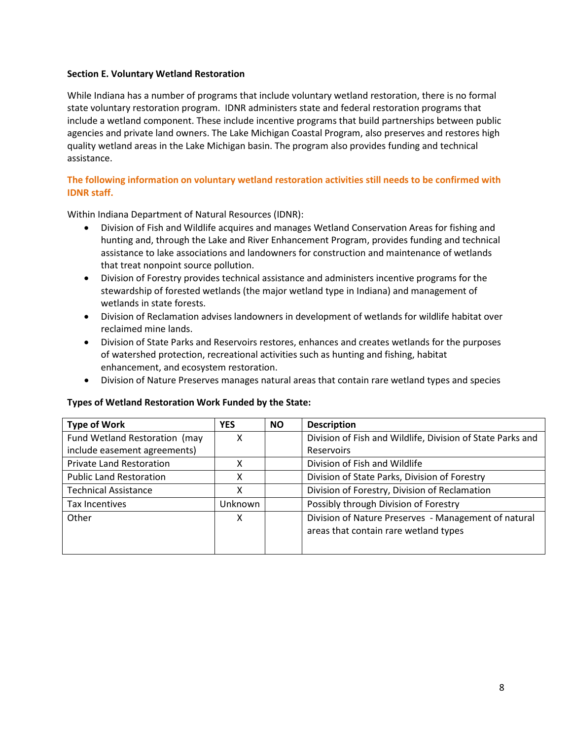**Section E. Voluntary Wetland Restoration**

While Indiana has a number of programs that include voluntary wetland restoration, there is no formal state voluntary restoration program. IDNR administers state and federal restoration programs that include a wetland component. These include incentive programs that build partnerships between public agencies and private land owners. The Lake Michigan Coastal Program, also preserves and restores high quality wetland areas in the Lake Michigan basin. The program also provides funding and technical assistance.

**The following information on voluntary wetland restoration activities still needs to be confirmed with IDNR staff.**

Within Indiana Department of Natural Resources (IDNR):

- Division of Fish and Wildlife acquires and manages Wetland Conservation Areas for fishing and hunting and, through the Lake and River Enhancement Program, provides funding and technical assistance to lake associations and landowners for construction and maintenance of wetlands that treat nonpoint source pollution.
- Division of Forestry provides technical assistance and administers incentive programs for the stewardship of forested wetlands (the major wetland type in Indiana) and management of wetlands in state forests.
- Division of Reclamation advises landowners in development of wetlands for wildlife habitat over reclaimed mine lands.
- Division of State Parks and Reservoirs restores, enhances and creates wetlands for the purposes of watershed protection, recreational activities such as hunting and fishing, habitat enhancement, and ecosystem restoration.
- Division of Nature Preserves manages natural areas that contain rare wetland types and species

**Types of Wetland Restoration Work Funded by the State:**

| Type of Work | YES | NO | Description |
|---|---|---|---|
| Fund Wetland Restoration (may include easement agreements) | X | | Division of Fish and Wildlife, Division of State Parks and Reservoirs |
| Private Land Restoration | X | | Division of Fish and Wildlife |
| Public Land Restoration | X | | Division of State Parks, Division of Forestry |
| Technical Assistance | X | | Division of Forestry, Division of Reclamation |
| Tax Incentives | Unknown | | Possibly through Division of Forestry |
| Other | X | | Division of Nature Preserves - Management of natural areas that contain rare wetland types |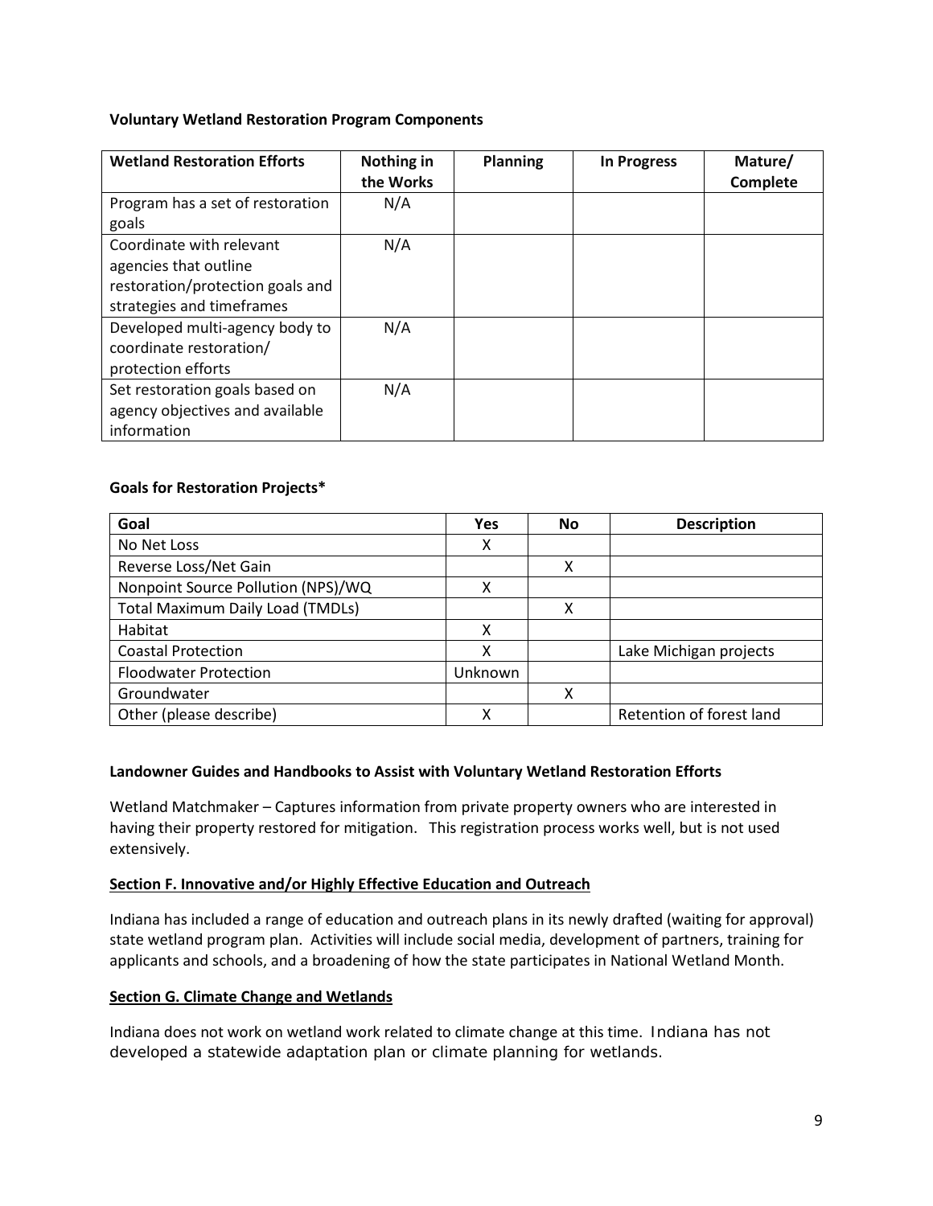**Voluntary Wetland Restoration Program Components**

| Wetland Restoration Efforts | Nothing in the Works | Planning | In Progress | Mature/ Complete |
|---|---|---|---|---|
| Program has a set of restoration goals | N/A | | | |
| Coordinate with relevant agencies that outline restoration/protection goals and strategies and timeframes | N/A | | | |
| Developed multi-agency body to coordinate restoration/ protection efforts | N/A | | | |
| Set restoration goals based on agency objectives and available information | N/A | | | |

**Goals for Restoration Projects***

| Goal | Yes | No | Description |
|---|---|---|---|
| No Net Loss | X | | |
| Reverse Loss/Net Gain | | X | |
| Nonpoint Source Pollution (NPS)/WQ | X | | |
| Total Maximum Daily Load (TMDLs) | | X | |
| Habitat | X | | |
| Coastal Protection | X | | Lake Michigan projects |
| Floodwater Protection | Unknown | | |
| Groundwater | | X | |
| Other (please describe) | X | | Retention of forest land |

**Landowner Guides and Handbooks to Assist with Voluntary Wetland Restoration Efforts**

Wetland Matchmaker – Captures information from private property owners who are interested in having their property restored for mitigation. This registration process works well, but is not used extensively.

**Section F. Innovative and/or Highly Effective Education and Outreach**

Indiana has included a range of education and outreach plans in its newly drafted (waiting for approval) state wetland program plan. Activities will include social media, development of partners, training for applicants and schools, and a broadening of how the state participates in National Wetland Month.

**Section G. Climate Change and Wetlands**

Indiana does not work on wetland work related to climate change at this time. Indiana has not developed a statewide adaptation plan or climate planning for wetlands.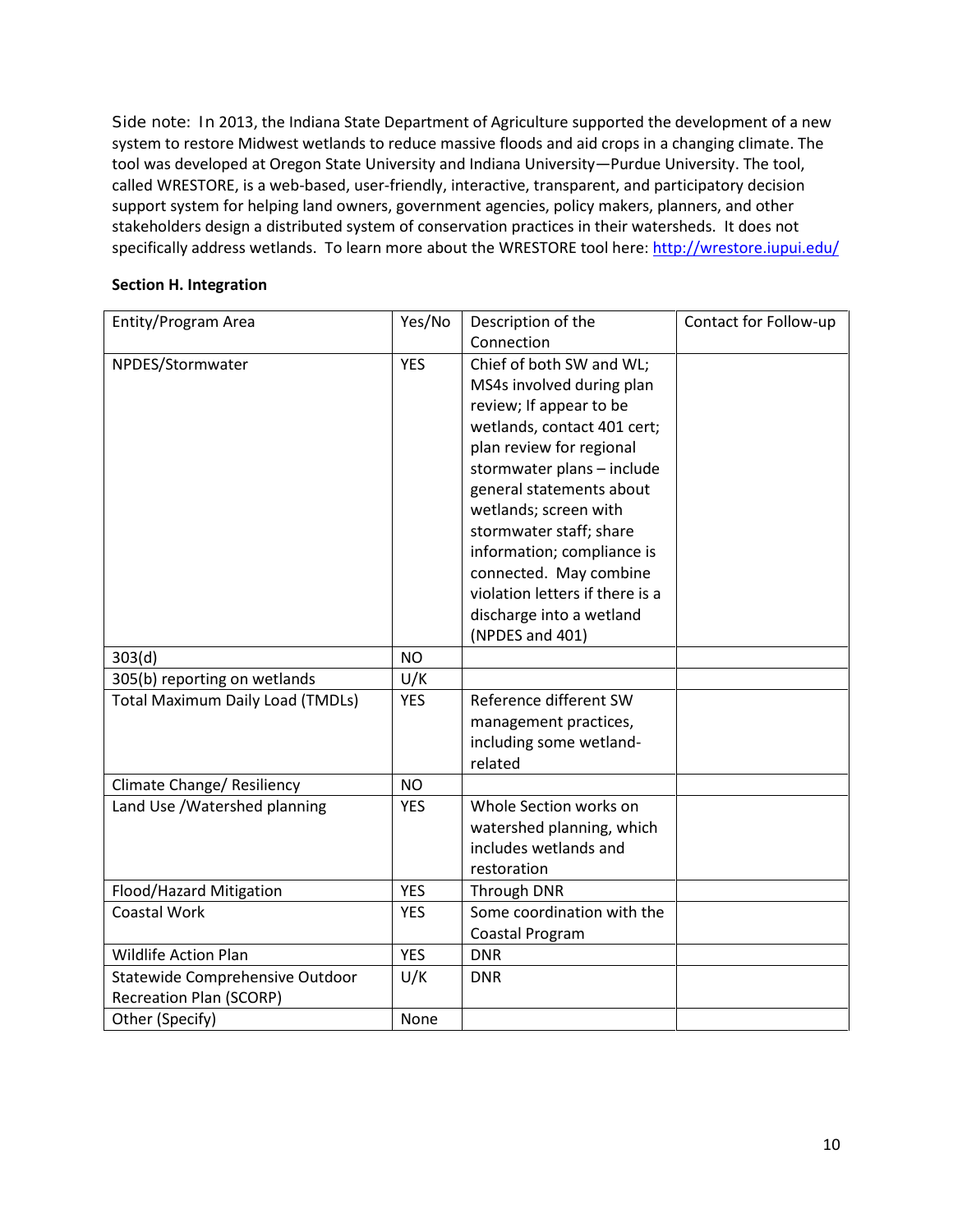Side note: In 2013, the Indiana State Department of Agriculture supported the development of a new system to restore Midwest wetlands to reduce massive floods and aid crops in a changing climate. The tool was developed at Oregon State University and Indiana University—Purdue University. The tool, called WRESTORE, is a web-based, user-friendly, interactive, transparent, and participatory decision support system for helping land owners, government agencies, policy makers, planners, and other stakeholders design a distributed system of conservation practices in their watersheds. It does not specifically address wetlands. To learn more about the WRESTORE tool here: [http://wrestore.iupui.edu/](http://wrestore.iupui.edu/)

**Section H. Integration**

| Entity/Program Area | Yes/No | Description of the Connection | Contact for Follow-up |
|---|---|---|---|
| NPDES/Stormwater | YES | Chief of both SW and WL; MS4s involved during plan review; If appear to be wetlands, contact 401 cert; plan review for regional stormwater plans – include general statements about wetlands; screen with stormwater staff; share information; compliance is connected. May combine violation letters if there is a discharge into a wetland (NPDES and 401) | |
| 303(d) | NO | | |
| 305(b) reporting on wetlands | U/K | | |
| Total Maximum Daily Load (TMDLs) | YES | Reference different SW management practices, including some wetland-related | |
| Climate Change/ Resiliency | NO | | |
| Land Use /Watershed planning | YES | Whole Section works on watershed planning, which includes wetlands and restoration | |
| Flood/Hazard Mitigation | YES | Through DNR | |
| Coastal Work | YES | Some coordination with the Coastal Program | |
| Wildlife Action Plan | YES | DNR | |
| Statewide Comprehensive Outdoor Recreation Plan (SCORP) | U/K | DNR | |
| Other (Specify) | None | | |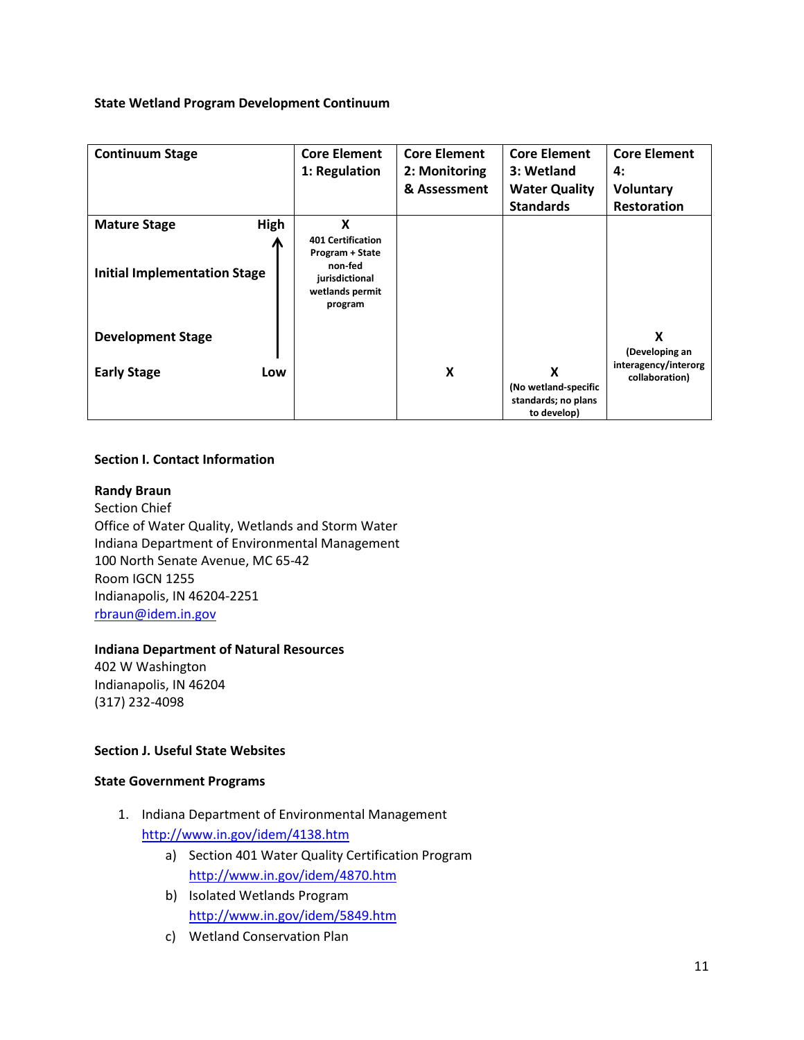**State Wetland Program Development Continuum**

| Continuum Stage | | Core Element 1: Regulation | Core Element 2: Monitoring & Assessment | Core Element 3: Wetland Water Quality Standards | Core Element 4: Voluntary Restoration |
|---|---|---|---|---|---|
| Mature Stage | High | **X** 401 Certification Program + State non-fed jurisdictional wetlands permit program | | | |
| Initial Implementation Stage | ↑ | | | | |
| Development Stage | | | | | **X** (Developing an interagency/interorg collaboration) |
| Early Stage | Low | | **X** | **X** (No wetland-specific standards; no plans to develop) | |

**Section I. Contact Information**

**Randy Braun**
Section Chief
Office of Water Quality, Wetlands and Storm Water
Indiana Department of Environmental Management
100 North Senate Avenue, MC 65-42
Room IGCN 1255
Indianapolis, IN 46204-2251
rbraun@idem.in.gov

**Indiana Department of Natural Resources**
402 W Washington
Indianapolis, IN 46204
(317) 232-4098

**Section J. Useful State Websites**

**State Government Programs**

1. Indiana Department of Environmental Management
   http://www.in.gov/idem/4138.htm
   a) Section 401 Water Quality Certification Program
      http://www.in.gov/idem/4870.htm
   b) Isolated Wetlands Program
      http://www.in.gov/idem/5849.htm
   c) Wetland Conservation Plan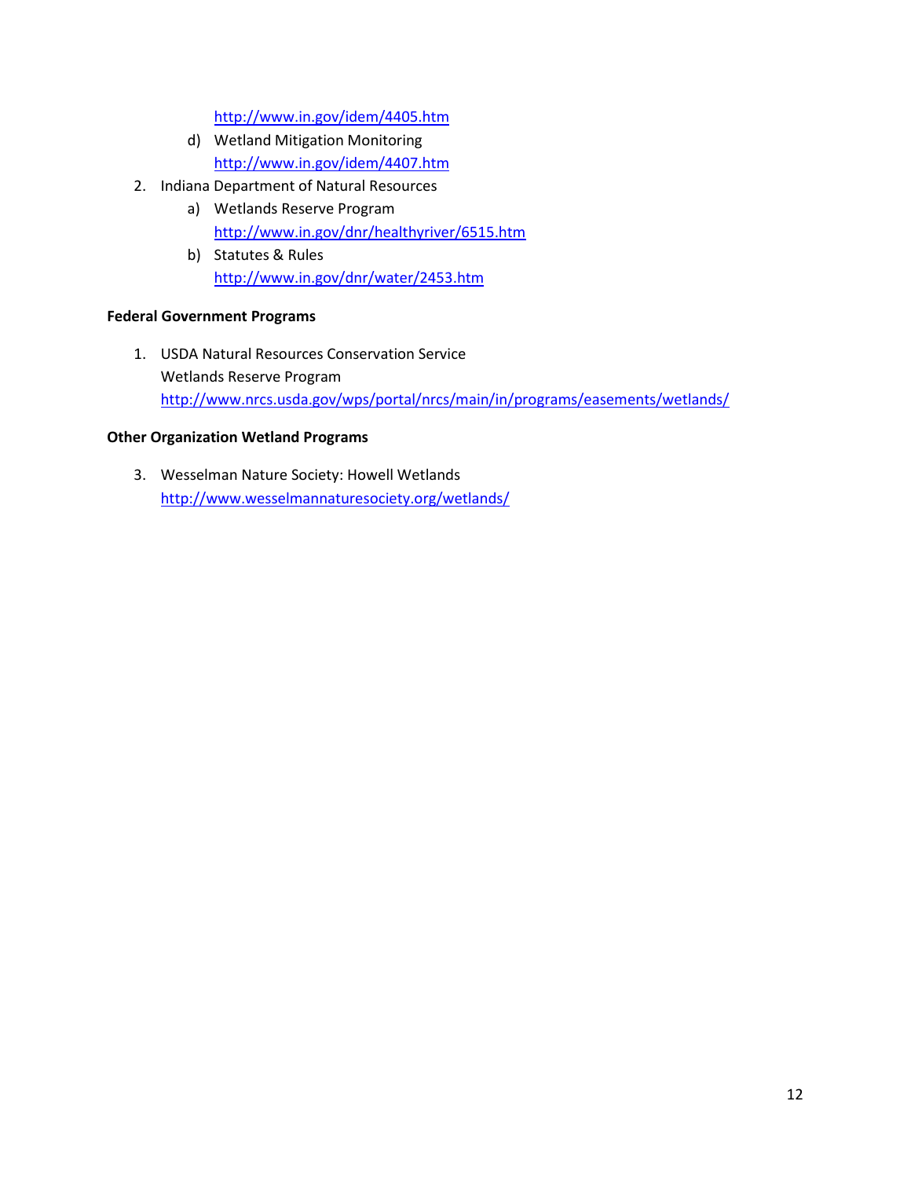http://www.in.gov/idem/4405.htm

    d) Wetland Mitigation Monitoring
       http://www.in.gov/idem/4407.htm

2. Indiana Department of Natural Resources
   a) Wetlands Reserve Program
      http://www.in.gov/dnr/healthyriver/6515.htm
   b) Statutes & Rules
      http://www.in.gov/dnr/water/2453.htm

**Federal Government Programs**

1. USDA Natural Resources Conservation Service
   Wetlands Reserve Program
   http://www.nrcs.usda.gov/wps/portal/nrcs/main/in/programs/easements/wetlands/

**Other Organization Wetland Programs**

3. Wesselman Nature Society: Howell Wetlands
   http://www.wesselmannaturesociety.org/wetlands/